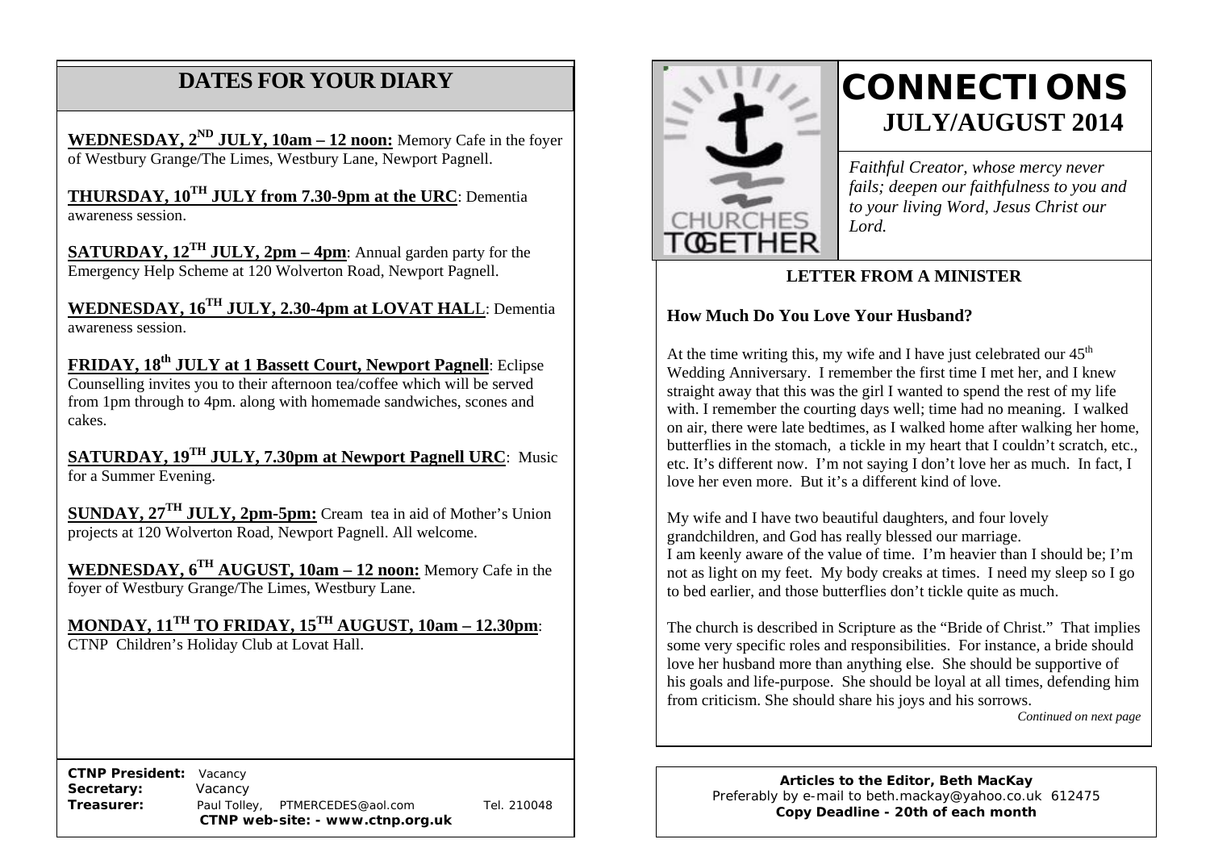## DATES FOR YOUR DIARY

**WEDNESDAY, 2ND JULY, 10am – 12 noon:** Memory Cafe in the foyer of Westbury Grange/The Limes, Westbury Lane, Newport Pagnell.

**THURSDAY, 10TH JULY from 7.30-9pm at the URC**: Dementia awareness session.

**SATURDAY, 12TH JULY, 2pm – 4pm**: Annual garden party for the Emergency Help Scheme at 120 Wolverton Road, Newport Pagnell.

**WEDNESDAY, 16TH JULY, 2.30-4pm at LOVAT HALL**: Dementia awareness session.

**FRIDAY, 18th JULY at 1 Bassett Court, Newport Pagnell**: Eclipse Counselling invites you to their afternoon tea/coffee which will be served from 1pm through to 4pm. along with homemade sandwiches, scones and cakes.

**SATURDAY, 19TH JULY, 7.30pm at Newport Pagnell URC**: Music for a Summer Evening.

**SUNDAY, 27TH JULY, 2pm-5pm:** Cream tea in aid of Mother's Union projects at 120 Wolverton Road, Newport Pagnell. All welcome.

**WEDNESDAY, 6TH AUGUST, 10am – 12 noon:** Memory Cafe in the foyer of Westbury Grange/The Limes, Westbury Lane.

**MONDAY, 11TH TO FRIDAY, 15TH AUGUST, 10am – 12.30pm**: CTNP Children's Holiday Club at Lovat Hall.

**CTNP President:** Vacancy
**Secretary:** Vacancy
**Treasurer:** Paul Tolley, PTMERCEDES@aol.com Tel. 210048
**CTNP web-site: - www.ctnp.org.uk**

# CONNECTIONS
## JULY/AUGUST 2014

CHURCHES TOGETHER

*Faithful Creator, whose mercy never fails; deepen our faithfulness to you and to your living Word, Jesus Christ our Lord.*

### LETTER FROM A MINISTER

**How Much Do You Love Your Husband?**

At the time writing this, my wife and I have just celebrated our 45th Wedding Anniversary. I remember the first time I met her, and I knew straight away that this was the girl I wanted to spend the rest of my life with. I remember the courting days well; time had no meaning. I walked on air, there were late bedtimes, as I walked home after walking her home, butterflies in the stomach, a tickle in my heart that I couldn't scratch, etc., etc. It's different now. I'm not saying I don't love her as much. In fact, I love her even more. But it's a different kind of love.

My wife and I have two beautiful daughters, and four lovely grandchildren, and God has really blessed our marriage.
I am keenly aware of the value of time. I'm heavier than I should be; I'm not as light on my feet. My body creaks at times. I need my sleep so I go to bed earlier, and those butterflies don't tickle quite as much.

The church is described in Scripture as the "Bride of Christ." That implies some very specific roles and responsibilities. For instance, a bride should love her husband more than anything else. She should be supportive of his goals and life-purpose. She should be loyal at all times, defending him from criticism. She should share his joys and his sorrows.

*Continued on next page*

**Articles to the Editor, Beth MacKay**
Preferably by e-mail to beth.mackay@yahoo.co.uk 612475
**Copy Deadline - 20th of each month**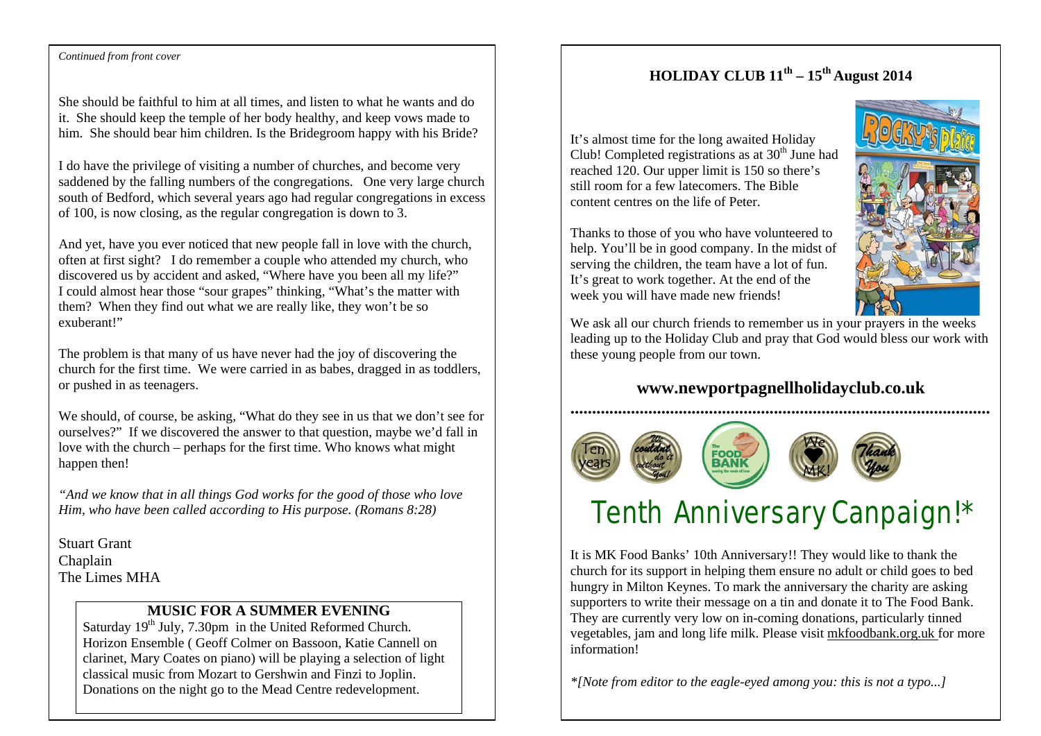*Continued from front cover*

She should be faithful to him at all times, and listen to what he wants and do it. She should keep the temple of her body healthy, and keep vows made to him. She should bear him children. Is the Bridegroom happy with his Bride?

I do have the privilege of visiting a number of churches, and become very saddened by the falling numbers of the congregations. One very large church south of Bedford, which several years ago had regular congregations in excess of 100, is now closing, as the regular congregation is down to 3.

And yet, have you ever noticed that new people fall in love with the church, often at first sight? I do remember a couple who attended my church, who discovered us by accident and asked, "Where have you been all my life?" I could almost hear those "sour grapes" thinking, "What's the matter with them? When they find out what we are really like, they won't be so exuberant!"

The problem is that many of us have never had the joy of discovering the church for the first time. We were carried in as babes, dragged in as toddlers, or pushed in as teenagers.

We should, of course, be asking, "What do they see in us that we don't see for ourselves?" If we discovered the answer to that question, maybe we'd fall in love with the church – perhaps for the first time. Who knows what might happen then!

*"And we know that in all things God works for the good of those who love Him, who have been called according to His purpose. (Romans 8:28)*

Stuart Grant
Chaplain
The Limes MHA

**MUSIC FOR A SUMMER EVENING**

Saturday 19th July, 7.30pm in the United Reformed Church. Horizon Ensemble ( Geoff Colmer on Bassoon, Katie Cannell on clarinet, Mary Coates on piano) will be playing a selection of light classical music from Mozart to Gershwin and Finzi to Joplin. Donations on the night go to the Mead Centre redevelopment.

## HOLIDAY CLUB 11th – 15th August 2014

It's almost time for the long awaited Holiday Club! Completed registrations as at 30th June had reached 120. Our upper limit is 150 so there's still room for a few latecomers. The Bible content centres on the life of Peter.

Thanks to those of you who have volunteered to help. You'll be in good company. In the midst of serving the children, the team have a lot of fun. It's great to work together. At the end of the week you will have made new friends!

We ask all our church friends to remember us in your prayers in the weeks leading up to the Holiday Club and pray that God would bless our work with these young people from our town.

**www.newportpagnellholidayclub.co.uk**

## Tenth Anniversary Canpaign!*

It is MK Food Banks' 10th Anniversary!! They would like to thank the church for its support in helping them ensure no adult or child goes to bed hungry in Milton Keynes. To mark the anniversary the charity are asking supporters to write their message on a tin and donate it to The Food Bank. They are currently very low on in-coming donations, particularly tinned vegetables, jam and long life milk. Please visit mkfoodbank.org.uk for more information!

*\*[Note from editor to the eagle-eyed among you: this is not a typo...]*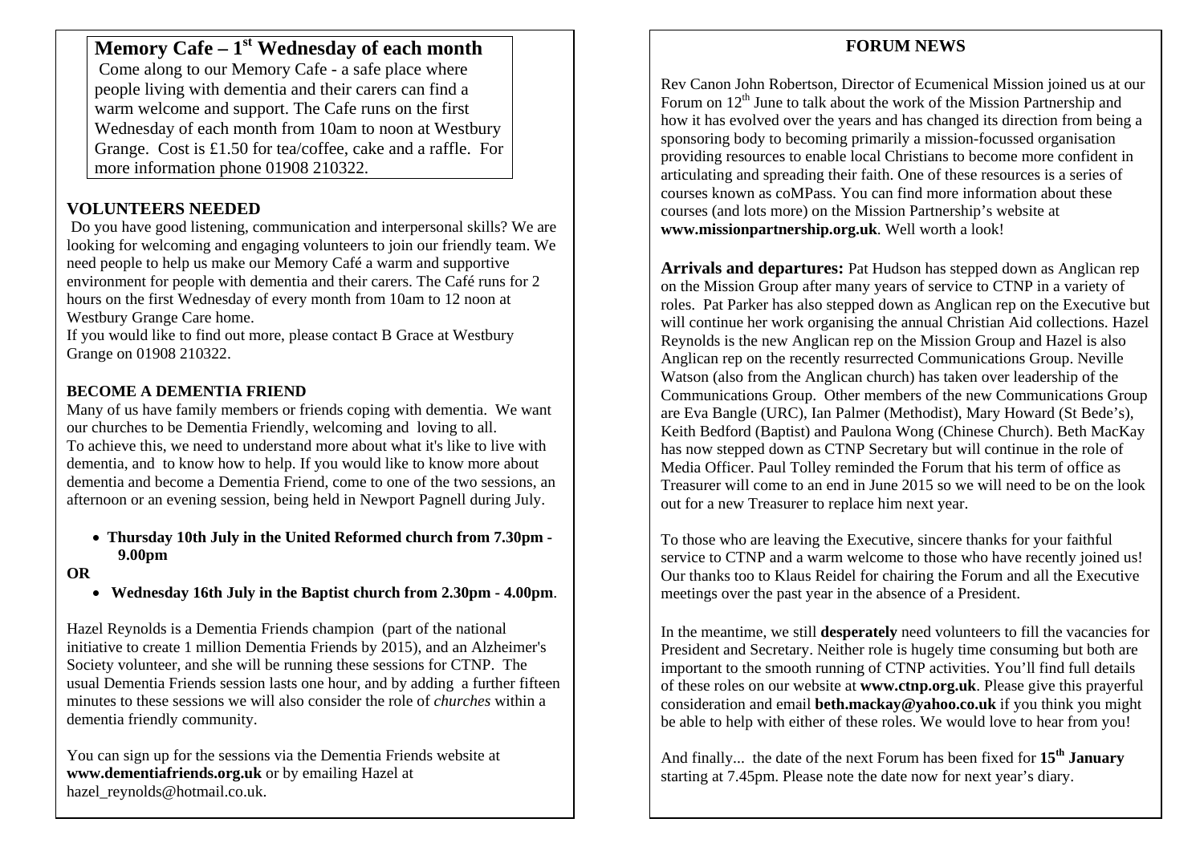## Memory Cafe – 1st Wednesday of each month

Come along to our Memory Cafe - a safe place where people living with dementia and their carers can find a warm welcome and support. The Cafe runs on the first Wednesday of each month from 10am to noon at Westbury Grange. Cost is £1.50 for tea/coffee, cake and a raffle. For more information phone 01908 210322.

### VOLUNTEERS NEEDED

Do you have good listening, communication and interpersonal skills? We are looking for welcoming and engaging volunteers to join our friendly team. We need people to help us make our Memory Café a warm and supportive environment for people with dementia and their carers. The Café runs for 2 hours on the first Wednesday of every month from 10am to 12 noon at Westbury Grange Care home.

If you would like to find out more, please contact B Grace at Westbury Grange on 01908 210322.

### BECOME A DEMENTIA FRIEND

Many of us have family members or friends coping with dementia. We want our churches to be Dementia Friendly, welcoming and loving to all.

To achieve this, we need to understand more about what it's like to live with dementia, and to know how to help. If you would like to know more about dementia and become a Dementia Friend, come to one of the two sessions, an afternoon or an evening session, being held in Newport Pagnell during July.

- **Thursday 10th July in the United Reformed church from 7.30pm - 9.00pm**

**OR**

- **Wednesday 16th July in the Baptist church from 2.30pm - 4.00pm**.

Hazel Reynolds is a Dementia Friends champion (part of the national initiative to create 1 million Dementia Friends by 2015), and an Alzheimer's Society volunteer, and she will be running these sessions for CTNP. The usual Dementia Friends session lasts one hour, and by adding a further fifteen minutes to these sessions we will also consider the role of *churches* within a dementia friendly community.

You can sign up for the sessions via the Dementia Friends website at **www.dementiafriends.org.uk** or by emailing Hazel at hazel_reynolds@hotmail.co.uk.

## FORUM NEWS

Rev Canon John Robertson, Director of Ecumenical Mission joined us at our Forum on 12th June to talk about the work of the Mission Partnership and how it has evolved over the years and has changed its direction from being a sponsoring body to becoming primarily a mission-focussed organisation providing resources to enable local Christians to become more confident in articulating and spreading their faith. One of these resources is a series of courses known as coMPass. You can find more information about these courses (and lots more) on the Mission Partnership's website at **www.missionpartnership.org.uk**. Well worth a look!

**Arrivals and departures:** Pat Hudson has stepped down as Anglican rep on the Mission Group after many years of service to CTNP in a variety of roles. Pat Parker has also stepped down as Anglican rep on the Executive but will continue her work organising the annual Christian Aid collections. Hazel Reynolds is the new Anglican rep on the Mission Group and Hazel is also Anglican rep on the recently resurrected Communications Group. Neville Watson (also from the Anglican church) has taken over leadership of the Communications Group. Other members of the new Communications Group are Eva Bangle (URC), Ian Palmer (Methodist), Mary Howard (St Bede's), Keith Bedford (Baptist) and Paulona Wong (Chinese Church). Beth MacKay has now stepped down as CTNP Secretary but will continue in the role of Media Officer. Paul Tolley reminded the Forum that his term of office as Treasurer will come to an end in June 2015 so we will need to be on the look out for a new Treasurer to replace him next year.

To those who are leaving the Executive, sincere thanks for your faithful service to CTNP and a warm welcome to those who have recently joined us! Our thanks too to Klaus Reidel for chairing the Forum and all the Executive meetings over the past year in the absence of a President.

In the meantime, we still **desperately** need volunteers to fill the vacancies for President and Secretary. Neither role is hugely time consuming but both are important to the smooth running of CTNP activities. You'll find full details of these roles on our website at **www.ctnp.org.uk**. Please give this prayerful consideration and email **beth.mackay@yahoo.co.uk** if you think you might be able to help with either of these roles. We would love to hear from you!

And finally... the date of the next Forum has been fixed for **15th January** starting at 7.45pm. Please note the date now for next year's diary.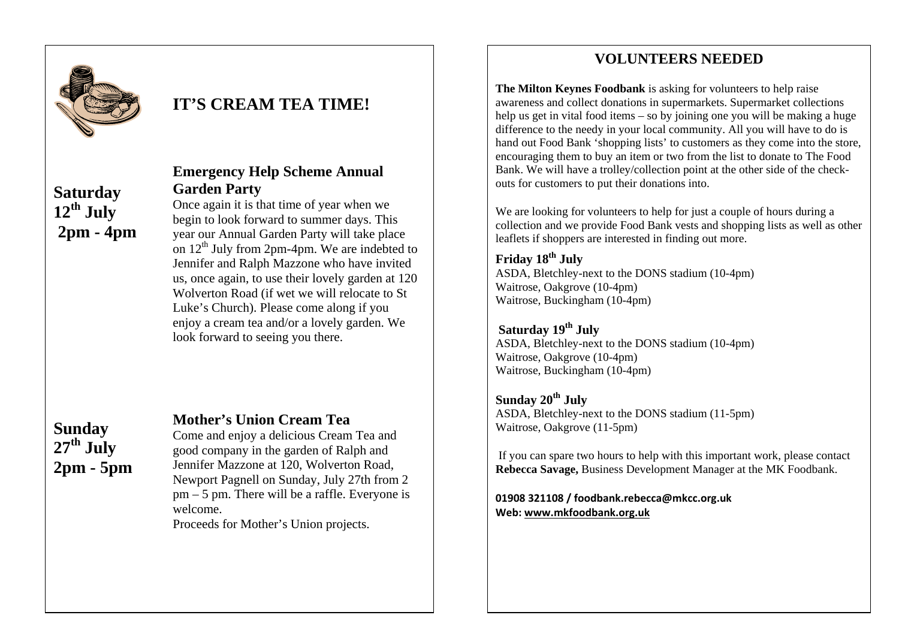# IT'S CREAM TEA TIME!

**Saturday 12th July 2pm - 4pm**

## Emergency Help Scheme Annual Garden Party

Once again it is that time of year when we begin to look forward to summer days. This year our Annual Garden Party will take place on 12th July from 2pm-4pm. We are indebted to Jennifer and Ralph Mazzone who have invited us, once again, to use their lovely garden at 120 Wolverton Road (if wet we will relocate to St Luke's Church). Please come along if you enjoy a cream tea and/or a lovely garden. We look forward to seeing you there.

**Sunday 27th July 2pm - 5pm**

## Mother's Union Cream Tea

Come and enjoy a delicious Cream Tea and good company in the garden of Ralph and Jennifer Mazzone at 120, Wolverton Road, Newport Pagnell on Sunday, July 27th from 2 pm – 5 pm. There will be a raffle. Everyone is welcome.

Proceeds for Mother's Union projects.

# VOLUNTEERS NEEDED

**The Milton Keynes Foodbank** is asking for volunteers to help raise awareness and collect donations in supermarkets. Supermarket collections help us get in vital food items – so by joining one you will be making a huge difference to the needy in your local community. All you will have to do is hand out Food Bank 'shopping lists' to customers as they come into the store, encouraging them to buy an item or two from the list to donate to The Food Bank. We will have a trolley/collection point at the other side of the check-outs for customers to put their donations into.

We are looking for volunteers to help for just a couple of hours during a collection and we provide Food Bank vests and shopping lists as well as other leaflets if shoppers are interested in finding out more.

**Friday 18th July**
ASDA, Bletchley-next to the DONS stadium (10-4pm)
Waitrose, Oakgrove (10-4pm)
Waitrose, Buckingham (10-4pm)

**Saturday 19th July**
ASDA, Bletchley-next to the DONS stadium (10-4pm)
Waitrose, Oakgrove (10-4pm)
Waitrose, Buckingham (10-4pm)

**Sunday 20th July**
ASDA, Bletchley-next to the DONS stadium (11-5pm)
Waitrose, Oakgrove (11-5pm)

If you can spare two hours to help with this important work, please contact **Rebecca Savage,** Business Development Manager at the MK Foodbank.

**01908 321108 / foodbank.rebecca@mkcc.org.uk**
**Web: www.mkfoodbank.org.uk**